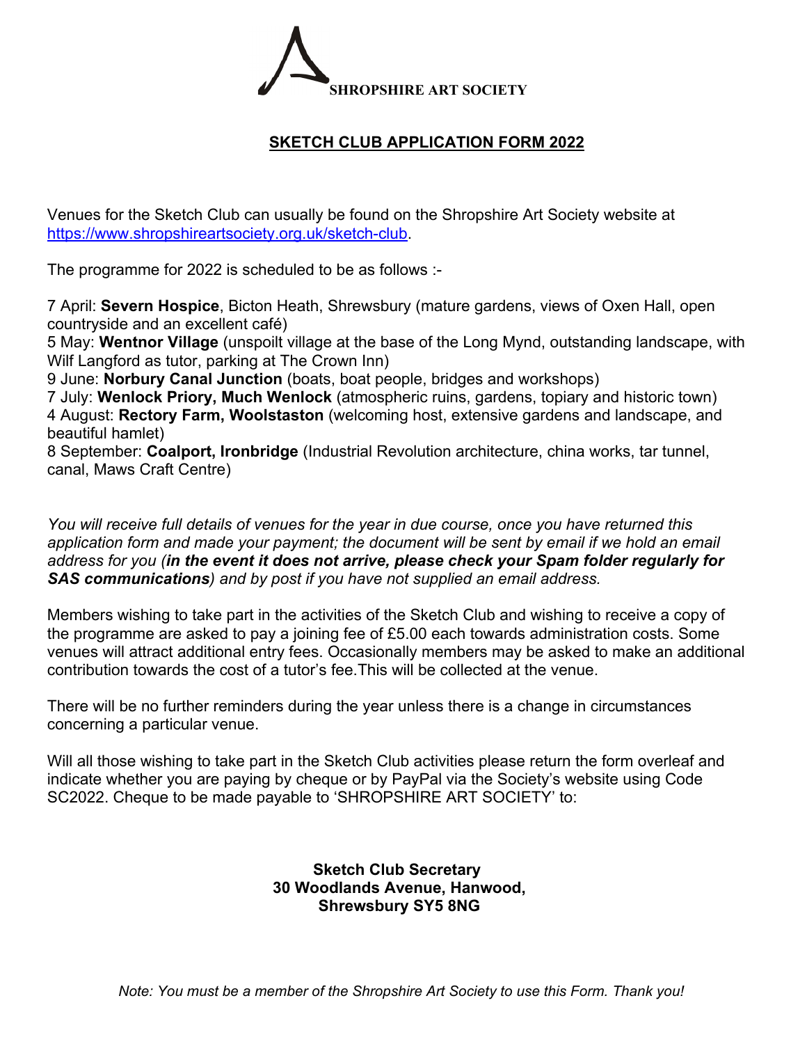**SHROPSHIRE ART SOCIETY**

# SKETCH CLUB APPLICATION FORM 2022

Venues for the Sketch Club can usually be found on the Shropshire Art Society website at https://www.shropshireartsociety.org.uk/sketch-club.

The programme for 2022 is scheduled to be as follows :-

7 April: **Severn Hospice**, Bicton Heath, Shrewsbury (mature gardens, views of Oxen Hall, open countryside and an excellent café)
5 May: **Wentnor Village** (unspoilt village at the base of the Long Mynd, outstanding landscape, with Wilf Langford as tutor, parking at The Crown Inn)
9 June: **Norbury Canal Junction** (boats, boat people, bridges and workshops)
7 July: **Wenlock Priory, Much Wenlock** (atmospheric ruins, gardens, topiary and historic town)
4 August: **Rectory Farm, Woolstaston** (welcoming host, extensive gardens and landscape, and beautiful hamlet)
8 September: **Coalport, Ironbridge** (Industrial Revolution architecture, china works, tar tunnel, canal, Maws Craft Centre)

*You will receive full details of venues for the year in due course, once you have returned this application form and made your payment; the document will be sent by email if we hold an email address for you (**in the event it does not arrive, please check your Spam folder regularly for SAS communications**) and by post if you have not supplied an email address.*

Members wishing to take part in the activities of the Sketch Club and wishing to receive a copy of the programme are asked to pay a joining fee of £5.00 each towards administration costs. Some venues will attract additional entry fees. Occasionally members may be asked to make an additional contribution towards the cost of a tutor's fee.This will be collected at the venue.

There will be no further reminders during the year unless there is a change in circumstances concerning a particular venue.

Will all those wishing to take part in the Sketch Club activities please return the form overleaf and indicate whether you are paying by cheque or by PayPal via the Society's website using Code SC2022. Cheque to be made payable to 'SHROPSHIRE ART SOCIETY' to:

**Sketch Club Secretary**
**30 Woodlands Avenue, Hanwood,**
**Shrewsbury SY5 8NG**

*Note: You must be a member of the Shropshire Art Society to use this Form. Thank you!*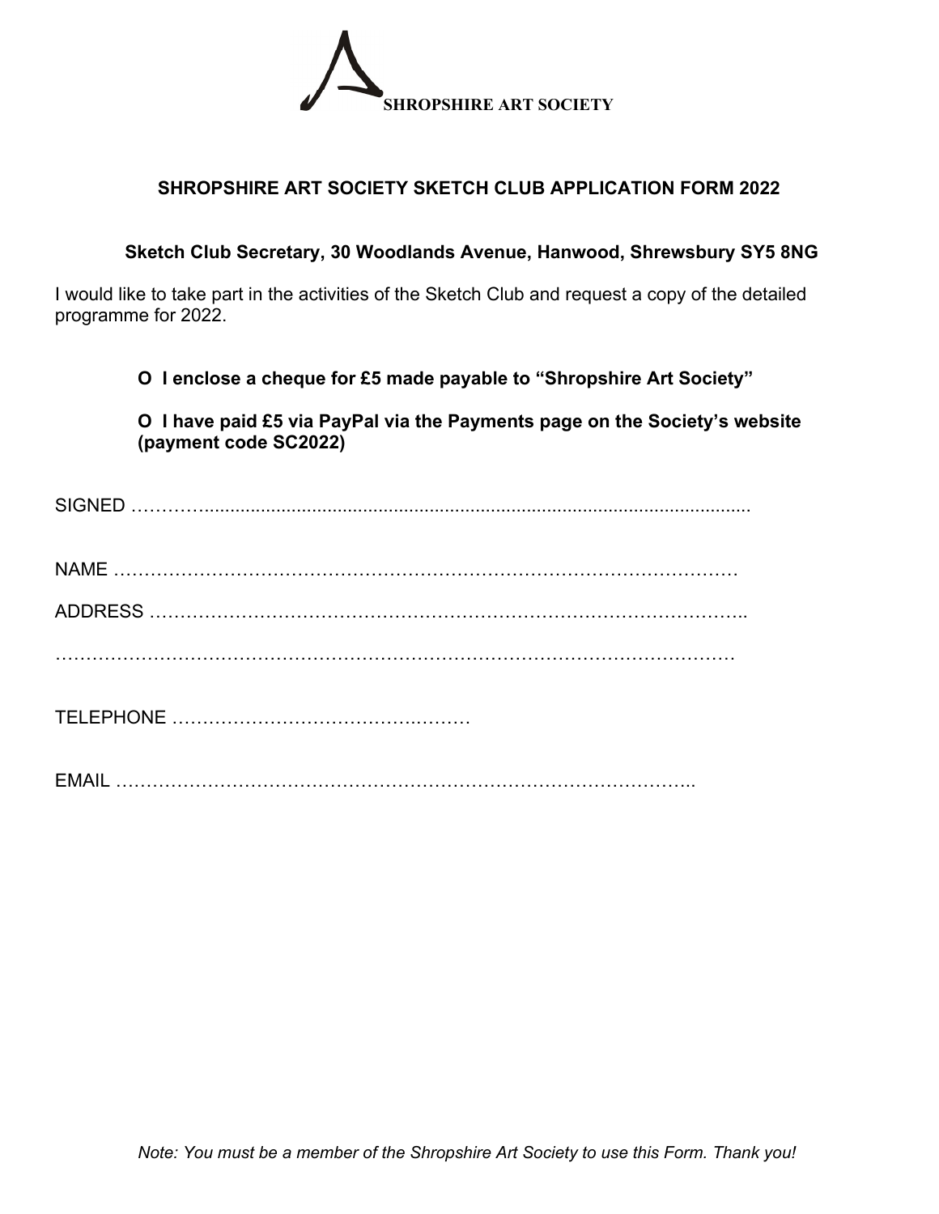SHROPSHIRE ART SOCIETY

## SHROPSHIRE ART SOCIETY SKETCH CLUB APPLICATION FORM 2022

**Sketch Club Secretary, 30 Woodlands Avenue, Hanwood, Shrewsbury SY5 8NG**

I would like to take part in the activities of the Sketch Club and request a copy of the detailed programme for 2022.

**O I enclose a cheque for £5 made payable to "Shropshire Art Society"**

**O I have paid £5 via PayPal via the Payments page on the Society's website (payment code SC2022)**

SIGNED ……………………………………………………………………………………………

NAME ……………………………………………………………………………………………

ADDRESS ………………………………………………………………………………………..

……………………………………………………………………………………………………

TELEPHONE ……………………………………….………

EMAIL ……………………………………………………………………………………..

*Note: You must be a member of the Shropshire Art Society to use this Form. Thank you!*